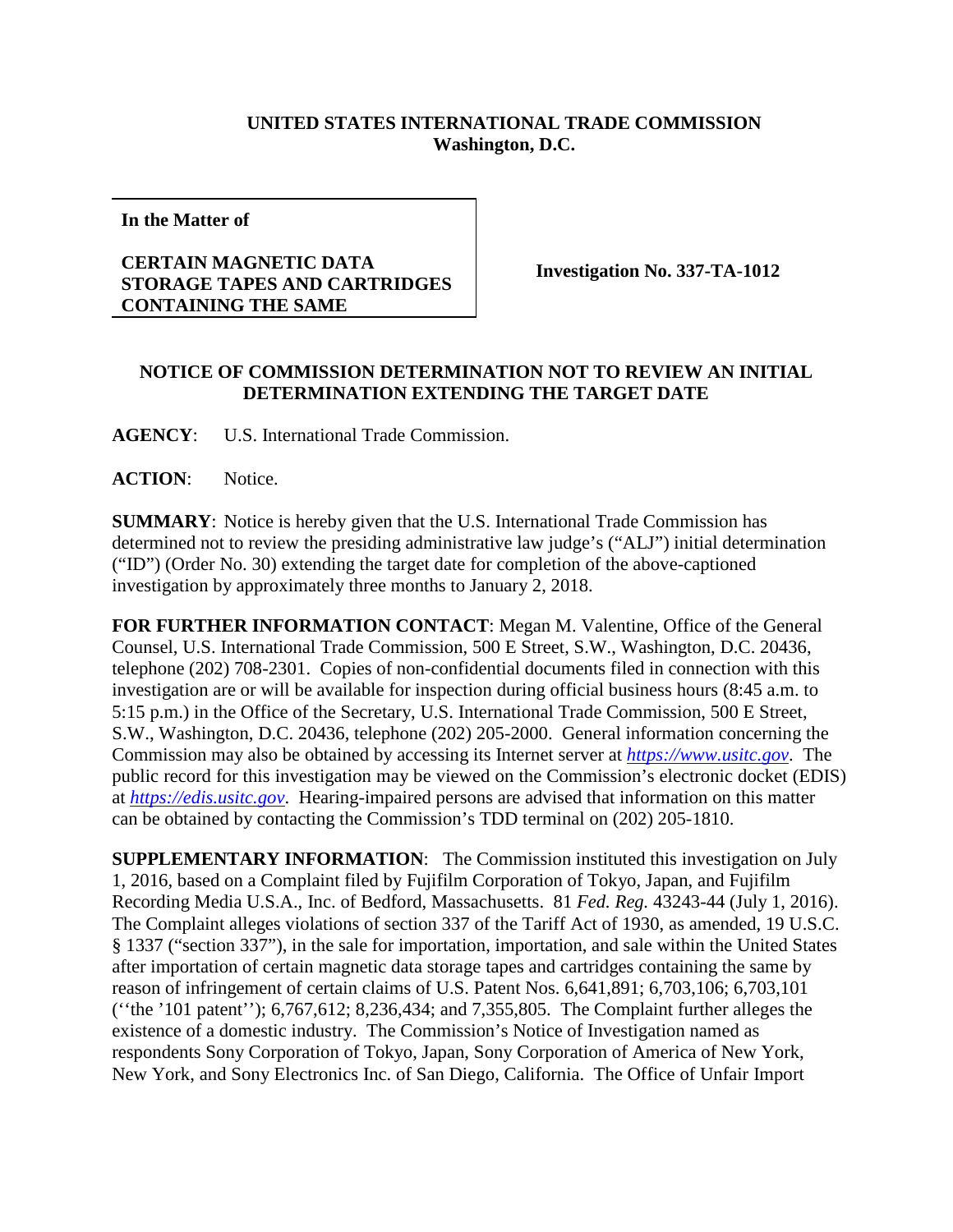**UNITED STATES INTERNATIONAL TRADE COMMISSION**
**Washington, D.C.**

| **In the Matter of** <br><br> **CERTAIN MAGNETIC DATA STORAGE TAPES AND CARTRIDGES CONTAINING THE SAME** | **Investigation No. 337-TA-1012** |
|---|---|

## NOTICE OF COMMISSION DETERMINATION NOT TO REVIEW AN INITIAL DETERMINATION EXTENDING THE TARGET DATE

**AGENCY**: U.S. International Trade Commission.

**ACTION**: Notice.

**SUMMARY**: Notice is hereby given that the U.S. International Trade Commission has determined not to review the presiding administrative law judge's ("ALJ") initial determination ("ID") (Order No. 30) extending the target date for completion of the above-captioned investigation by approximately three months to January 2, 2018.

**FOR FURTHER INFORMATION CONTACT**: Megan M. Valentine, Office of the General Counsel, U.S. International Trade Commission, 500 E Street, S.W., Washington, D.C. 20436, telephone (202) 708-2301. Copies of non-confidential documents filed in connection with this investigation are or will be available for inspection during official business hours (8:45 a.m. to 5:15 p.m.) in the Office of the Secretary, U.S. International Trade Commission, 500 E Street, S.W., Washington, D.C. 20436, telephone (202) 205-2000. General information concerning the Commission may also be obtained by accessing its Internet server at *https://www.usitc.gov*. The public record for this investigation may be viewed on the Commission's electronic docket (EDIS) at *https://edis.usitc.gov*. Hearing-impaired persons are advised that information on this matter can be obtained by contacting the Commission's TDD terminal on (202) 205-1810.

**SUPPLEMENTARY INFORMATION**: The Commission instituted this investigation on July 1, 2016, based on a Complaint filed by Fujifilm Corporation of Tokyo, Japan, and Fujifilm Recording Media U.S.A., Inc. of Bedford, Massachusetts. 81 *Fed. Reg.* 43243-44 (July 1, 2016). The Complaint alleges violations of section 337 of the Tariff Act of 1930, as amended, 19 U.S.C. § 1337 ("section 337"), in the sale for importation, importation, and sale within the United States after importation of certain magnetic data storage tapes and cartridges containing the same by reason of infringement of certain claims of U.S. Patent Nos. 6,641,891; 6,703,106; 6,703,101 (''the '101 patent''); 6,767,612; 8,236,434; and 7,355,805. The Complaint further alleges the existence of a domestic industry. The Commission's Notice of Investigation named as respondents Sony Corporation of Tokyo, Japan, Sony Corporation of America of New York, New York, and Sony Electronics Inc. of San Diego, California. The Office of Unfair Import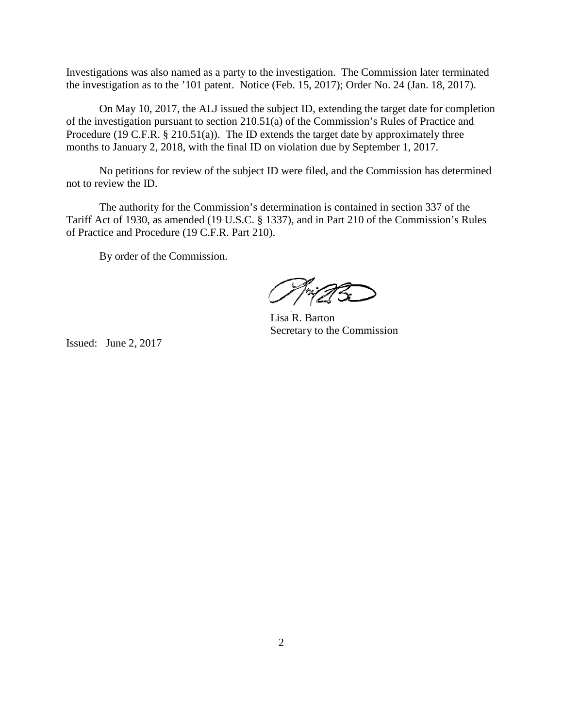Investigations was also named as a party to the investigation. The Commission later terminated the investigation as to the '101 patent. Notice (Feb. 15, 2017); Order No. 24 (Jan. 18, 2017).

On May 10, 2017, the ALJ issued the subject ID, extending the target date for completion of the investigation pursuant to section 210.51(a) of the Commission's Rules of Practice and Procedure (19 C.F.R. § 210.51(a)). The ID extends the target date by approximately three months to January 2, 2018, with the final ID on violation due by September 1, 2017.

No petitions for review of the subject ID were filed, and the Commission has determined not to review the ID.

The authority for the Commission's determination is contained in section 337 of the Tariff Act of 1930, as amended (19 U.S.C. § 1337), and in Part 210 of the Commission's Rules of Practice and Procedure (19 C.F.R. Part 210).

By order of the Commission.

Lisa R. Barton
Secretary to the Commission

Issued: June 2, 2017